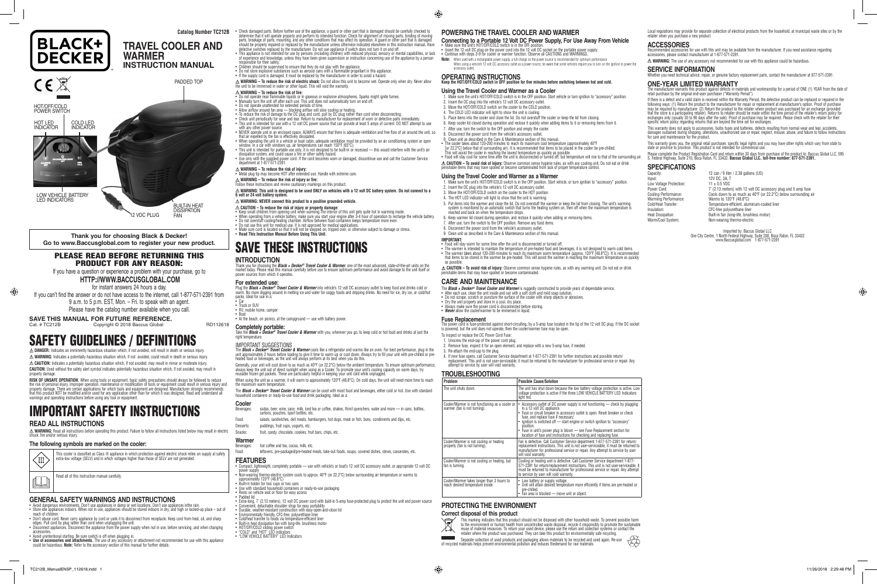# BLACK+DECKER

**Catalog Number TC212B**

# TRAVEL COOLER AND WARMER
## INSTRUCTION MANUAL

PADDED TOP

HOT/OFF/COLD POWER SWITCH

HOT LED INDICATOR

COLD LED INDICATOR

LOW VEHICLE BATTERY LED INDICATORS

12 VDC PLUG

BUILT-IN HEAT DISSIPATION FAN

**Thank you for choosing Black & Decker!**
**Go to www.Baccusglobal.com to register your new product.**

## PLEASE READ BEFORE RETURNING THIS PRODUCT FOR ANY REASON:

If you have a question or experience a problem with your purchase, go to

**HTTP://WWW.BACCUSGLOBAL.COM**

for instant answers 24 hours a day.

If you can't find the answer or do not have access to the internet, call 1-877-571-2391 from 9 a.m. to 5 p.m. EST, Mon. – Fri. to speak with an agent.

Please have the catalog number available when you call.

**SAVE THIS MANUAL FOR FUTURE REFERENCE.**
Cat. # TC212B    Copyright © 2018 Baccus Global    RD112618

# SAFETY GUIDELINES / DEFINITIONS

⚠ **DANGER:** Indicates an imminently hazardous situation which, if not avoided, will result in death or serious injury.

⚠ **WARNING:** Indicates a potentially hazardous situation which, if not avoided, could result in death or serious injury.

⚠ **CAUTION:** Indicates a potentially hazardous situation which, if not avoided, may result in minor or moderate injury.

**CAUTION:** Used without the safety alert symbol indicates potentially hazardous situation which, if not avoided, may result in property damage.

**RISK OF UNSAFE OPERATION.** When using tools or equipment, basic safety precautions should always be followed to reduce the risk of personal injury. Improper operation, maintenance or modification of tools or equipment could result in serious injury and property damage. There are certain applications for which tools and equipment are designed. Manufacturer strongly recommends that this product NOT be modified and/or used for any application other than for which it was designed. Read and understand all warnings and operating instructions before using any tool or equipment.

# IMPORTANT SAFETY INSTRUCTIONS

## READ ALL INSTRUCTIONS

⚠ **WARNING:** Read all instructions before operating this product. Failure to follow all instructions listed below may result in electric shock, fire and/or serious injury.

### The following symbols are marked on the cooler:

| Symbol | Meaning |
|---|---|
| III | This cooler is classified as Class III appliance in which protection against electric shock relies on supply at safety extra-low voltage (SELV) and in which voltages higher than those of SELV are not generated. |
| 📖 | Read all of this instruction manual carefully. |

## GENERAL SAFETY WARNINGS AND INSTRUCTIONS

- Avoid dangerous environments. Don't use appliances in damp or wet locations. Don't use appliances in the rain.
- Store idle appliances indoors. When not in use, appliances should be stored indoors in dry, and high or locked-up place – out of reach of children.
- Don't abuse cord. Never carry appliance by cord or yank it to disconnect from receptacle. Keep cord from heat, oil, and sharp edges. Pull cord by plug rather than cord when unplugging the unit.
- Disconnect appliances. Disconnect the appliance from the power supply when not in use, before servicing, and when changing accessories.
- Avoid unintentional starting. Be sure switch is off when plugging in.
- **Use of accessories and attachments.** The use of any accessory or attachment not recommended for use with this appliance could be hazardous. **Note:** Refer to the accessory section of this manual for further details.
- Check damaged parts. Before further use of the appliance, a guard or other part that is damaged should be carefully checked to determine that it will operate properly and perform its intended function. Check for alignment of moving parts, binding of moving parts, breakage of parts, mounting, and any other conditions that may affect its operation. A guard or other part that is damaged should be properly repaired or replaced by the manufacturer unless otherwise indicated elsewhere in this instruction manual. Have defective switches replaced by the manufacturer. Do not use appliance if switch does not turn it on and off.
- This appliance is not intended for use by persons (including children) with reduced physical, sensory or mental capabilities, or lack of experience and knowledge, unless they have been given supervision or instruction concerning use of the appliance by a person responsible for their safety.
- Children should be supervised to ensure that they do not play with the appliance.
- Do not store explosive substances such as aerosol cans with a flammable propellant in this appliance.
- If the supply cord is damaged, it must be replaced by the manufacturer in order to avoid a hazard.

⚠ **WARNING – To reduce the risk of electric shock:** Do not allow this unit to become wet. Operate only when dry. Never allow the unit to be immersed in water or other liquid. This will void the warranty.

⚠ **WARNING – To reduce the risk of fire:**
- Do not operate near flammable liquids or in gaseous or explosive atmospheres. Sparks might ignite fumes.
- Manually turn the unit off after each use. This unit does not automatically turn on and off.
- Do not operate unattended for extended periods of time.
- Allow airflow around fan area — blocking airflow will slow cooling or heating.
- To reduce the risk of damage to the DC plug and cord, pull by DC plug rather than cord when disconnecting.
- Check unit periodically for wear and tear. Return to manufacturer for replacement of worn or defective parts immediately.
- This unit is intended for use with a 12 volt DC power source that can provide at least 5 amps of current. DO NOT attempt to use with any other power source.
- NEVER operate unit in an enclosed space. ALWAYS ensure that there is adequate ventilation and free flow of air around the unit, so that air expelled by the fan is effectively dissipated.
- When operating the unit in a vehicle or boat cabin, adequate ventilation must be provided by an air conditioning system or open window. In a car with windows up, air temperatures can reach 150°F (65°C).
- This unit is intended for portable use only; it is not designed to be built-in or recessed — this would interfere with the unit's air dissipation system, and could cause a fire or other safety hazard.
- Use only with the supplied power cord. If the cord becomes worn or damaged, discontinue use and call the Customer Service department at 1-877-571-2391.

⚠ **WARNING – To reduce the risk of injury:**
- Metal plug tip may become HOT after extended use. Handle with extreme care.

⚠ **WARNING – To reduce the risk of injury or fire:**
Follow these instructions and review cautionary markings on this product.

⚠ **WARNING: This unit is designed to be used ONLY on vehicles with a 12 volt DC battery system. Do not connect to a 6 volt or 24 volt battery system.**

⚠ **WARNING: NEVER connect this product to a positive grounded vehicle.**

⚠ **CAUTION – To reduce the risk of injury or property damage:**
- Keep small children from opening unit when warming. The interior of this unit gets quite hot in warming mode.
- When operating from a vehicle battery, make sure you start your engine after 3-4 hour of operation to recharge the vehicle battery.
- Do not overstuff cooling/heating chamber. Airflow between food containers keeps temperature more even.
- Do not use this unit for medical use. It is not approved for medical applications.
- Make sure cord is located so that it will not be stepped on, tripped over, or otherwise subject to damage or stress.
- **Read This Instruction Manual Before Using This Unit.**

# SAVE THESE INSTRUCTIONS

## INTRODUCTION

Thank you for choosing the ***Black + Decker® Travel Cooler & Warmer***, one of the most advanced, state-of-the-art units on the market today. Please read this manual carefully before use to ensure optimum performance and avoid damage to the unit itself or power sources from which it operates.

### For extended use:

Plug the ***Black + Decker® Travel Cooler & Warmer*** into vehicle's 12 volt DC accessory outlet to keep food and drinks cold or warm. No more digging around in melting ice and water for soggy foods and dripping drinks. No need for ice, dry ice, or ice/hot packs. Ideal for use in a:
- Car
- Truck or SUV
- RV, mobile home, camper
- Boat
- At the beach, on picnics, at the campground — use with battery power.

### Completely portable:

Take the ***Black + Decker® Travel Cooler & Warmer*** with you, wherever you go, to keep cold or hot food and drinks at just the right temperature.

### IMPORTANT SUGGESTIONS

The ***Black + Decker® Travel Cooler & Warmer*** cools like a refrigerator and warms like an oven. For best performance, plug in the unit approximately 2 hours before loading to give it time to warm up or cool down. Always try to fill your unit with pre-chilled or pre-heated food or beverages, as the unit will always perform at its best when you do this.

Generally, your unit will cool down to as much as 40°F (or 22.2°C) below the ambient temperature. To ensure optimum performance, always keep the unit out of direct sunlight when using as a Cooler. To promote your unit's cooling capacity on warm days, try reusable frozen gel packets. These are particularly helpful in keeping your unit cold while unplugged.

When using the unit as a warmer, it will warm to approximately 120°F (48.8°C). On cold days, the unit will need more time to reach the maximum warm temperature.

The ***Black + Decker® Travel Cooler & Warmer*** can be used with most food and beverages, either cold or hot. Use with standard household containers or ready-to-use food and drink packaging. Ideal as a:

### Cooler

| | |
|---|---|
| Beverages: | sodas, beer, wine, juice, milk, iced tea or coffee, shakes, thirst quenchers, water and more — in cans, bottles, cartons, pouches, sport bottles, etc. |
| Food: | salads, sandwiches, deli meats, hamburgers, hot dogs, meat or fish, buns, condiments and dips, etc. |
| Desserts: | puddings, fruit cups, yogurts, etc. |
| Snacks: | fruit, candy, chocolate, cookies, fruit bars, chips, etc. |

### Warmer

| | |
|---|---|
| Beverages: | hot coffee and tea, cocoa, milk, etc. |
| Food: | leftovers, pre-packaged/pre-heated meals, take-out foods, soups, covered dishes, stews, casseroles, etc. |

## FEATURES

- Compact, lightweight, completely portable — use with vehicle's or boat's 12 volt DC accessory outlet, or appropriate 12 volt DC power supply
- Non-wearing thermo-electric system cools to approx. 40°F (or 22.2°C) below surrounding air temperature or warms to approximately 120°F (48.8°C)
- Built-in holder for two cups or two cans
- Use with standard household containers or ready-to-use packaging
- Rests on vehicle seat or floor for easy access
- Padded lid
- Extra-long, 7' (2.13 meters), 12 volt DC power cord with built-in 5-amp fuse-protected plug to protect the unit and power source
- Convenient, detachable shoulder strap for easy portability
- Durable, weather-resistant construction with easy-open-and-close lid
- Environmentally friendly, CFC-free, polyurethane liner
- Cold/heat transfer to foods via temperature-efficient liner
- Built-in heat dissipation fan with long-life, brushless motor
- HOT/OFF/COLD sliding power switch
- "COLD" and "HOT" LED indicators
- "LOW VEHICLE BATTERY" LED Indicators

## POWERING THE TRAVEL COOLER AND WARMER

### Connecting to a Portable 12 Volt DC Power Supply, For Use Away From Vehicle

- Make sure the unit's HOT/OFF/COLD switch is in the OFF position.
- Insert the 12 volt DC plug on the power cord into the 12 volt DC socket on the portable power supply.
- Continue with steps 3-9 for cooler or warmer function. Observe all CAUTIONS and WARNINGS.

**Note:** When used with a rechargeable power supply, a full-charge on the power source is recommended for optimum performance. When using a vehicle's 12 volt DC accessory outlet as a power source, be aware that some vehicles require you to turn on the ignition to power the accessory outlet.

## OPERATING INSTRUCTIONS

**Keep the HOT/OFF/COLD switch in OFF position for five minutes before switching between hot and cold.**

### Using the Travel Cooler and Warmer as a Cooler

1. Make sure the unit's HOT/OFF/COLD switch is in the OFF position. Start vehicle or turn ignition to "accessory" position.
2. Insert the DC plug into the vehicle's 12 volt DC accessory outlet.
3. Move the HOT/OFF/COLD switch on the cooler to the COLD position.
4. The COLD LED indicator will light to show the unit is cooling.
5. Place items into the cooler and close the lid. Do not overstuff the cooler or keep the lid from closing.
6. Keep cooler lid closed during operation and reclose it quickly when adding items to it or removing items from it.
7. After use, turn the switch to the OFF position and empty the cooler.
8. Disconnect the power cord from the vehicle's accessory outlet.
9. Clean unit as described in the Care & Maintenance section of this manual.

- The cooler takes about 120-200 minutes to reach its maximum cool temperature (approximately 40°F (or 22.2°C) below that of surrounding air). It is recommended that items to be placed in the cooler be pre-chilled. This will assist the cooler in reaching the lowest temperature as quickly as possible.
- Food will stay cool for some time after the unit is disconnected or turned off, but temperature will rise to that of the surrounding air.

⚠ **CAUTION – To avoid risk of injury:** Observe common sense hygiene rules, as with any cooling unit. Do not eat or drink perishable items that may have spoiled or become contaminated from lack of proper temperature control.

### Using the Travel Cooler and Warmer as a Warmer

1. Make sure the unit's HOT/OFF/COLD switch is in the OFF position. Start vehicle, or turn ignition to "accessory" position.
2. Insert the DC plug into the vehicle's 12 volt DC accessory outlet.
3. Move the HOT/OFF/COLD switch on the cooler to the HOT position.
4. The HOT LED indicator will light to show that the unit is warming.
5. Put items into the warmer and close the lid. Do not overstuff the warmer or keep the lid from closing. The unit's warming system is monitored by an automatic switch that turns the heating system on, then off when the maximum temperature is reached and back on when the temperature drops.
6. Keep warmer lid closed during operation, and reclose it quickly when adding or removing items.
7. After use, turn the switch to the OFF position. Remove any food items.
8. Disconnect the power cord from the vehicle's accessory outlet.
9. Clean unit as described in the Care & Maintenance section of this manual.

**IMPORTANT:**
- Food will stay warm for some time after the unit is disconnected or turned off.
- The warmer is intended to maintain the temperature of pre-heated food and beverages; it is not designed to warm cold items.
- The warmer takes about 120-200 minutes to reach its maximum warm temperature (approx. 120°F [48.8°C]). It is recommended that items to be stored in the warmer be pre-heated. This will assist the warmer in reaching the maximum temperature as quickly as possible.

⚠ **CAUTION – To avoid risk of injury:** Observe common sense hygiene rules, as with any warming unit. Do not eat or drink perishable items that may have spoiled or become contaminated.

## CARE AND MAINTENANCE

The ***Black + Decker® Travel Cooler and Warmer*** is ruggedly constructed to provide years of dependable service.
- After each use, clean the unit inside and out with a soft cloth and mild soap solution.
- Do not scrape, scratch or puncture the surface of the cooler with sharp objects or abrasives.
- Dry the unit properly and store in a cool, dry place.
- Always make sure the power cord is disconnected before storing.
- ***Never*** allow the cooler/warmer to be immersed in liquid.

### Fuse Replacement

The power cord is fuse-protected against short-circuiting, by a 5-amp fuse located in the tip of the 12 volt DC plug. If the DC socket is powered, but the unit does not operate, then the cooler/warmer fuse may be open.

To inspect or replace the DC Power Cord Fuse:
1. Unscrew the end-cap of the power cord plug.
2. Remove fuse, inspect it for an open element, and replace with a new 5-amp fuse, if needed.
3. Re-attach the end-cap to the plug.
4. If new fuse opens, call Customer Service department at 1-877-571-2391 for further instructions and possible return/replacement. This unit is not user-serviceable; it must be returned to the manufacturer for professional service or repair. Any attempt to service by user will void warranty.

## TROUBLESHOOTING

| Problem | Possible Cause/Solution |
|---|---|
| The unit shuts down. | The unit has shut down because the low battery voltage protection is active. Low voltage protection is active if the three LOW VEHICLE BATTERY LED Indicators light red. |
| Cooler/Warmer is not functioning as a cooler or warmer (fan is not turning). | • Accessory outlet of DC power supply is not functioning — check by plugging in a 12 volt DC appliance.<br>• Fuse or circuit breaker in accessory outlet is open. Reset breaker or check fuse, and replace fuse if necessary.<br>• Ignition is switched off — start engine or switch ignition to "accessory" position.<br>• Fuse in unit's power plug is blown — see Fuse Replacement section for location of fuse and instructions for checking and replacing fuse. |
| Cooler/Warmer is not cooling or heating properly (fan is not turning). | Fan is defective. Call Customer Service department 1-877-571-2391 for return/replacement instructions. This unit is not user-serviceable, it must be returned to manufacturer for professional service or repair. Any attempt to service by user will void warranty. |
| Cooler/Warmer is not cooling or heating, but fan is turning. | Cooling or heating unit is defective. Call Customer Service department 1-877-571-2391 for return/replacement instructions. This unit is not user-serviceable, it must be returned to the manufacturer for professional service or repair. Any attempt to service by user will void warranty. |
| Cooler/Warmer takes longer than 3 hours to reach desired temperature inside | • Low battery or supply voltage.<br>• Unit will attain desired temperature more efficiently if items are pre-heated or pre-chilled.<br>• Fan area is blocked — move unit or object. |

## PROTECTING THE ENVIRONMENT

### Correct disposal of this product

This marking indicates that this product should not be disposed with other household waste. To prevent possible harm to the environment or human health from uncontrolled waste disposal, recycle it responsibly to promote the sustainable reuse of material resources. To return your used device, please use the return and collection systems or contact the retailer where the product was purchased. They can take this product for environmentally safe recycling.

Separate collection of used products and packaging allows materials to be recycled and used again. Re-use of recycled materials helps prevent environmental pollution and reduces thedemand for raw materials.

Local regulations may provide for separate collection of electrical products from the household, at municipal waste sites or by the retailer when you purchase a new product

## ACCESSORIES

Recommended accessories for use with this unit may be available from the manufacturer. If you need assistance regarding accessories, please contact manufacturer at 1-877-571-2391.

⚠ **WARNING:** The use of any accessory not recommended for use with this appliance could be hazardous.

## SERVICE INFORMATION

Whether you need technical advice, repair, or genuine factory replacement parts, contact the manufacturer at 877-571-2391.

## ONE-YEAR LIMITED WARRANTY

The manufacturer warrants this product against defects in materials and workmanship for a period of ONE (1) YEAR from the date of retail purchase by the original end-user purchaser ("Warranty Period").

If there is a defect and a valid claim is received within the Warranty Period, the defective product can be replaced or repaired in the following ways: (1) Return the product to the manufacturer for repair or replacement at manufacturer's option. Proof of purchase may be required by manufacturer. (2) Return the product to the retailer where product was purchased for an exchange (provided that the store is a participating retailer). Returns to retailer should be made within the time period of the retailer's return policy for exchanges only (usually 30 to 90 days after the sale). Proof of purchase may be required. Please check with the retailer for their specific return policy regarding returns that are beyond the time set for exchanges.

This warranty does not apply to accessories, bulbs fuses and batteries, defects resulting from normal wear and tear, accidents, damages sustained during shipping, alterations, unauthorized use or repair, neglect, misuse, abuse, and failure to follow instructions for care and maintenance for the product.

This warranty gives you, the original retail purchaser, specific legal rights and you may have other rights which vary from state to state or province to province. This product is not intended for commercial use.

Please complete the Product Registration Card and return within 30 days from purchase of the product to: Baccus Global LLC, 595 S. Federal Highway, Suite 210, Boca Raton, FL 33432. **Baccus Global LLC, toll-free number: 877-571-2391.**

## SPECIFICATIONS

| | |
|---|---|
| Capacity: | 12 can / 9 liter / 2.38 gallons (US) |
| Input: | 12V DC, 3A, T |
| Low Voltage Protection: | 11 ± 0.5 VDC |
| Power Cord: | 7' (2.13 meters) with 12 volt DC accessory plug and 5 amp fuse |
| Cooling Performance: | Cools down to as much as 40°F (or 22.2°C) below surrounding air |
| Warming Performance: | Warms to 120°F (48.8°C) |
| Cold/Heat Transfer: | Temperature-efficient, aluminum-coated liner |
| Insulation: | CFC-free polyurethane liner |
| Heat Dissipation: | Built-in fan (long-life, brushless motor) |
| Warm/Cool System: | Non-wearing thermo-electric |

Imported by: Baccus Global LLC
One City Centre, 1 North Federal Highway, Suite 200, Boca Raton, FL 33432
www.Baccusglobal.com 1-877-571-2391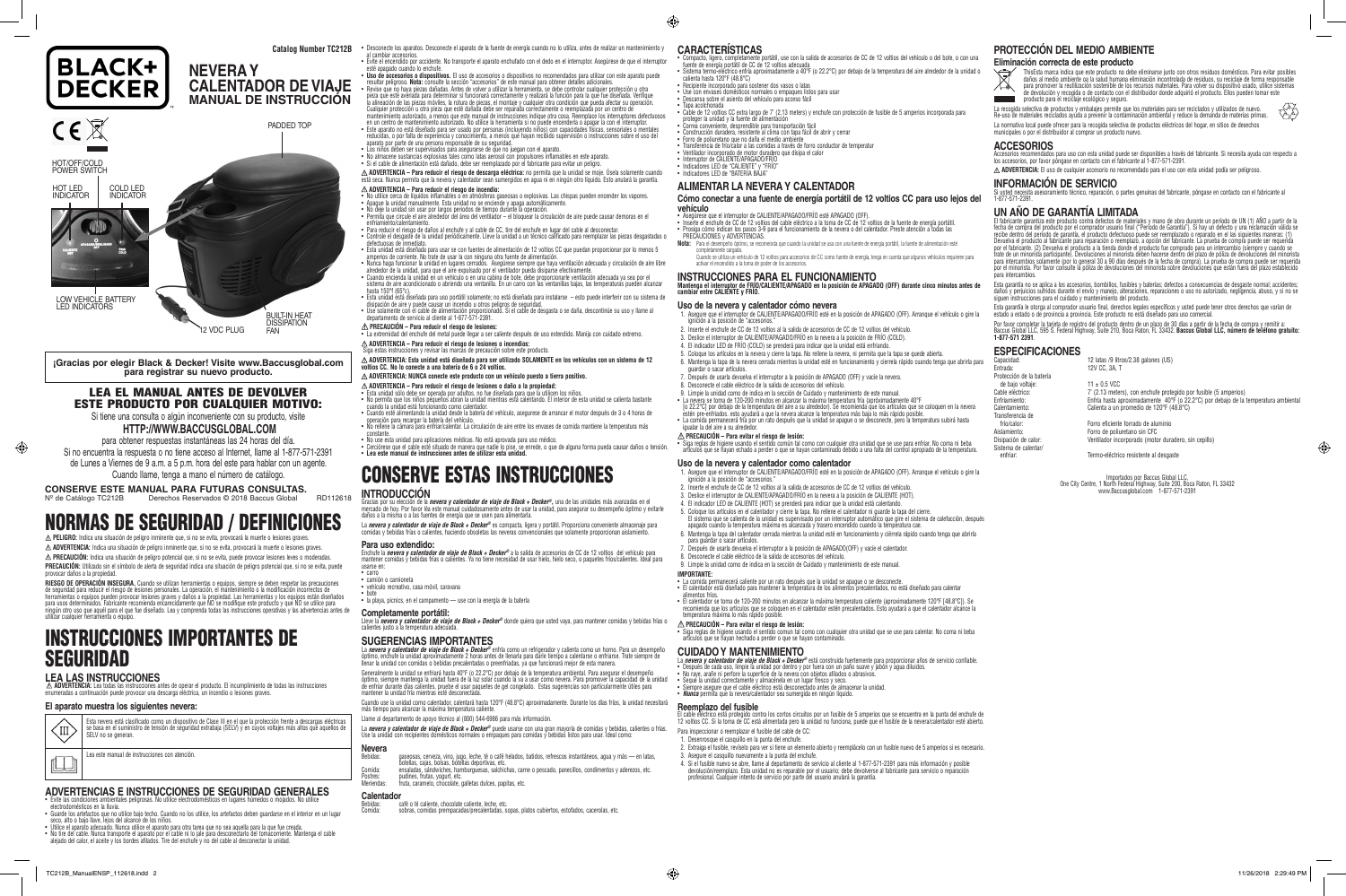# BLACK+DECKER

## NEVERA Y CALENTADOR DE VIAJE
## MANUAL DE INSTRUCCIÓN

**Catalog Number TC212B**

PADDED TOP

HOT/OFF/COLD POWER SWITCH

HOT LED INDICATOR

COLD LED INDICATOR

LOW VEHICLE BATTERY LED INDICATORS

BUILT-IN HEAT DISSIPATION FAN

12 VDC PLUG

**¡Gracias por elegir Black & Decker! Visite www.Baccusglobal.com para registrar su nuevo producto.**

## LEA EL MANUAL ANTES DE DEVOLVER ESTE PRODUCTO POR CUALQUIER MOTIVO:

Si tiene una consulta o algún inconveniente con su producto, visite

**HTTP://WWW.BACCUSGLOBAL.COM**

para obtener respuestas instantáneas las 24 horas del día.

Si no encuentra la respuesta o no tiene acceso al Internet, llame al 1-877-571-2391 de Lunes a Viernes de 9 a.m. a 5 p.m. hora del este para hablar con un agente. Cuando llame, tenga a mano el número de catálogo.

**CONSERVE ESTE MANUAL PARA FUTURAS CONSULTAS.**

Nº de Catálogo TC212B    Derechos Reservados © 2018 Baccus Global    RD112618

# NORMAS DE SEGURIDAD / DEFINICIONES

⚠ **PELIGRO:** Indica una situación de peligro inminente que, si no se evita, provocará la muerte o lesiones graves.

⚠ **ADVERTENCIA:** Indica una situación de peligro inminente que, si no se evita, provocará la muerte o lesiones graves.

⚠ **PRECAUCIÓN:** Indica una situación de peligro potencial que, si no se evita, puede provocar lesiones leves o moderadas.

**PRECAUCIÓN:** Utilizado sin el símbolo de alerta de seguridad indica una situación de peligro potencial que, si no se evita, puede provocar daños a la propiedad.

**RIESGO DE OPERACIÓN INSEGURA.** Cuando se utilizan herramientas o equipos, siempre se deben respetar las precauciones de seguridad para reducir el riesgo de lesiones personales. La operación, el mantenimiento o la modificación incorrectos de herramientas o equipos pueden provocar lesiones graves y daños a la propiedad. Las herramientas y los equipos están diseñados para usos determinados. Fabricante recomienda encarecidamente que NO se modifique este producto y que NO se utilice para ningún otro uso que aquél para el que fue diseñado. Lea y comprenda todas las instrucciones operativas y las advertencias antes de utilizar cualquier herramienta o equipo.

# INSTRUCCIONES IMPORTANTES DE SEGURIDAD

## LEA LAS INSTRUCCIONES

⚠ **ADVERTENCIA:** Las todas las instrucciones antes de operar el producto. El incumplimiento de todas las instrucciones enumeradas a continuación puede provocar una descarga eléctrica, un incendio o lesiones graves.

### El aparato muestra los siguientes nevera:

Esta nevera está clasificado como un dispositivo de Clase III en el que la protección frente a descargas eléctricas se basa en el suministro de tensión de seguridad extrabaja (SELV) y en cuyos voltajes más altos que aquellos de SELV no se generan.

Lea este manual de instrucciones con atención.

## ADVERTENCIAS E INSTRUCCIONES DE SEGURIDAD GENERALES

- Evite las condiciones ambientales peligrosas. No utilice electrodomésticos en lugares húmedos o mojados. No utilice electrodomésticos en la lluvia.
- Guarde los artefactos que no utilice bajo techo. Cuando no los utilice, los artefactos deben guardarse en el interior en un lugar seco, alto o bajo llave, lejos del alcance de los niños.
- Utilice el aparato adecuado. Nunca utilice el aparato para otra tarea que no sea aquélla para la que fue creada.
- No tire del cable. Nunca transporte el aparato por el cable ni lo jale para desconectarlo del tomacorriente. Mantenga el cable alejado del calor, el aceite y los bordes afilados. Tire del enchufe y no del cable al desconectar la unidad.
- Desconecte los aparatos. Desconecte el aparato de la fuente de energía cuando no lo utiliza, antes de realizar un mantenimiento y al cambiar accesorios.
- Evite el encendido por accidente. No transporte el aparato enchufado con el dedo en el interruptor. Asegúrese de que el interruptor esté apagado cuando lo enchufe.
- **Uso de accesorios o dispositivos.** El uso de accesorios o dispositivos no recomendados para utilizar con este aparato puede resultar peligroso. **Nota:** consulte la sección "accesorios" de este manual para obtener detalles adicionales.
- Revise que no haya piezas dañadas. Antes de volver a utilizar la herramienta, se debe controlar cualquier protección u otra pieza que esté averiada para determinar si funcionará correctamente y realizará la función para la que fue diseñada. Verifique la alineación de las piezas móviles, la rotura de piezas, el montaje y cualquier otra condición que pueda afectar su operación. Cualquier protección u otra pieza que esté dañada debe ser reparada correctamente o reemplazada por un centro de mantenimiento autorizado, a menos que este manual de instrucciones indique otra cosa. Reemplace los interruptores defectuosos en un centro de mantenimiento autorizado. No utilice la herramienta si no puede encenderla o apagar la con el interruptor.
- Este aparato no está diseñado para ser usado por personas (incluyendo niños) con capacidades físicas, sensoriales o mentales reducidas, o por falta de experiencia y conocimiento, a menos que hayan recibido supervisión o instrucciones sobre el uso del aparato por parte de una persona responsable de su seguridad.
- Los niños deben ser supervisados para asegurarse de que no jueguen con el aparato.
- No almacene sustancias explosivas tales como latas aerosol con propulsores inflamables en este aparato.
- Si el cable de alimentación está dañado, debe ser reemplazado por el fabricante para evitar un peligro.

⚠ **ADVERTENCIA – Para reducir el riesgo de descarga eléctrica:** no permita que la unidad se moje. Úsela solamente cuando esté seca. Nunca permita que la nevera y calentador sean sumergidos en agua ni en ningún otro líquido. Esto anulará la garantía.

⚠ **ADVERTENCIA – Para reducir el riesgo de incendio:**
- No utilice cerca de líquidos inflamables o en atmósferas gaseosas o explosivas. Las chispas pueden encender los vapores.
- Apague la unidad manualmente. Esta unidad no se enciende y apaga automáticamente.
- No deje la unidad sin usar por largos períodos de tiempo durante la operación.
- Permita que circule el aire alrededor del área del ventilador – el bloquear la circulación de aire puede causar demoras en el enfriamiento/calentamiento.
- Para reducir el riesgo de daños al enchufe y al cable de CC, tire del enchufe en lugar del cable al desconectar.
- Controle el desgaste de la unidad periódicamente. Lleve la unidad a un técnico calificado para reemplazar las piezas desgastadas o defectuosas de inmediato.
- Esta unidad está diseñada para usar se con fuentes de alimentación de 12 voltios CC que puedan proporcionar por lo menos 5 amperios de corriente. No trate de usar la con ninguna otra fuente de alimentación.
- Nunca haga funcionar la unidad en lugares cerrados. Asegúrese siempre que haya ventilación adecuada y circulación de aire libre alrededor de la unidad, para que el aire expulsado por el ventilador pueda disiparse efectivamente.
- Cuando encienda la unidad en un vehículo o en una cabina de bote, debe proporcionarle ventilación adecuada ya sea por el sistema de aire acondicionado o abriendo una ventanilla. En un carro con las ventanillas bajas, las temperaturas pueden alcanzar hasta 150°F (65°C).
- Esta unidad está diseñada para uso portátil solamente; no está diseñada para instalarse – esto puede interferir con su sistema de disipación de aire y puede causar un incendio u otros peligros de seguridad.
- Use solamente con el cable de alimentación proporcionado. Si el cable de desgaste o se daña, descontinúe su uso y llame al departamento de servicio al cliente al 1-877-571-2391.

⚠ **PRECAUCIÓN – Para reducir el riesgo de lesiones:**
- La extensión del enchufe del metal puede llegar a ser caliente después de uso extendido. Manija con cuidado extremo.

⚠ **ADVERTENCIA – Para reducir el riesgo de lesiones o incendios:**
Siga estas instrucciones y revisar las marcas de precaución sobre este producto.

⚠ **ADVERTENCIA: Esta unidad está diseñada para ser UTILIZADA SOLAMENTE en los vehículos con un sistema de 12 voltios CC. No lo conecte a una batería de 6 o 24 voltios.**

⚠ **ADVERTENCIA: NUNCA conecte este producto con un vehículo puesto a tierra positivo.**

⚠ **ADVERTENCIA – Para reducir el riesgo de lesiones o daño a la propiedad:**
- Esta unidad solo debe ser operada por adultos, no ha diseñada para que la utilicen los niños.
- No permita que los niños pequeños abran la unidad mientras está calentando. El interior de esta unidad se calienta bastante cuando la unidad está funcionando como calentador.
- Cuando esté alimentando la unidad desde la batería del vehículo, asegurese de arrancar el motor después de 3 o 4 horas de operación para recargar la batería del vehículo.
- No rellene la cámara para enfriar/calentar. La circulación de aire entre los envases de comida mantiene la temperatura más constante.
- No use esta unidad para aplicaciones médicas. No está aprobada para uso médico.
- Cerciórese que el cable esté situado de manera que nadie lo pise, se enrede, o que de alguna forma pueda causar daños o tensión.
- **Lea este manual de instrucciones antes de utilizar esta unidad.**

# CONSERVE ESTAS INSTRUCCIONES

## INTRODUCCIÓN

Gracias por su elección de la ***nevera y calentador de viaje de Black + Decker®***, una de las unidades más avanzadas en el mercado de hoy. Por favor lea este manual cuidadosamente antes de usar la unidad, para asegurar su desempeño óptimo y evitar daños a la misma o a las fuentes de energía que se usen para alimentarla.

La ***nevera y calentador de viaje de Black + Decker®*** es compacta, ligera y portátil. Proporciona conveniente almacenaje para comidas y bebidas frías o calientes, haciendo obsoletas las neveras convencionales que solamente proporcionan aislamiento.

### Para uso extendido:

Enchufe la ***nevera y calentador de viaje de Black + Decker®*** a la salida de accesorios de CC de 12 voltios del vehículo para mantener comidas y bebidas frías o calientes. Ya no tiene necesidad de usar hielo, hielo seco, o paquetes fríos/calientes. Ideal para usarse en:
- carro
- camión o camioneta
- vehículo recreativo, casa móvil, caravana
- bote
- la playa, picnics, en el campamento — use con la energía de la batería

### Completamente portátil:

Lleve la ***nevera y calentador de viaje de Black + Decker®*** donde quiera que usted vaya, para mantener comidas y bebidas frías o calientes justo a la temperatura adecuada.

## SUGERENCIAS IMPORTANTES

La ***nevera y calentador de viaje de Black + Decker®*** enfría como un refrigerador y calienta como un horno. Para un desempeño óptimo, enchufe la unidad aproximadamente 2 horas antes de llenarla para darle tiempo a calentarse o enfriarse. Trate siempre de llenar la unidad con comidas o bebidas precalentadas o preenfriadas, ya que funcionará mejor de esta manera.

Generalmente la unidad se enfriará hasta 40°F (22.2°C) por debajo de la temperatura ambiental. Para asegurar el desempeño óptimo, siempre mantenga la unidad fuera de la luz solar cuando la va a usar como nevera. Para promover la capacidad de la unidad de enfriar durante días calientes, pruebe el usar paquetes de gel congelado. Estas sugerencias son particularmente útiles para mantener la unidad fría mientras esté desconectada.

Cuando use la unidad como calentador, calentará hasta 120°F (48.8°C) aproximadamente. Durante los días fríos, la unidad necesitará más tiempo para alcanzar la máxima temperatura caliente.

Llame al departamento de apoyo técnico al (800) 544-6986 para más información.

La ***nevera y calentador de viaje de Black + Decker®*** puede usarse con una gran mayoría de comidas y bebidas, calientes o frías. Use la unidad con recipientes domésticos normales o empaques para comidas y bebidas listos para usar. Ideal como:

### Nevera

| | |
|---|---|
| Bebidas: | gaseosas, cerveza, vino, jugo, leche, té o café helados, batidos, refrescos instantáneos, agua y más — en latas, botellas, cajas, bolsas, botellas deportivas, etc. |
| Comida: | ensaladas, sándwiches, hamburguesas, salchichas, carne o pescado, panecillos, condimentos y aderezos, etc. |
| Postres: | pudines, frutas, yogurt, etc. |
| Meriendas: | fruta, caramelo, chocolate, galletas dulces, papitas, etc. |

### Calentador

| | |
|---|---|
| Bebidas: | café o té caliente, chocolate caliente, leche, etc. |
| Comida: | sobras, comidas preempacadas/precalentadas, sopas, platos cubiertos, estofados, cacerolas, etc. |

## CARACTERÍSTICAS

- Compacto, ligero, completamente portátil, use con la salida de accesorios de CC de 12 voltios del vehículo o del bote, o con una fuente de energía portátil de CC de 12 voltios adecuada
- Sistema termo-eléctrico enfría aproximadamente a 40°F (o 22.2°C) por debajo de la temperatura del aire alrededor de la unidad o calienta hasta 120°F (48.8°C)
- Recipiente incorporado para sostener dos vasos o latas
- Use con envases domésticos normales o empaques listos para usar
- Descansa sobre el asiento del vehículo para acceso fácil
- Tapa acolchonada
- Cable de 12 voltios CC extra largo de 7' (2.13 meters) y enchufe con protección de fusible de 5 amperios incorporada para proteger la unidad y la fuente de alimentación
- Correa conveniente, desprendible para transportación fácil
- Construcción durable, resistente al clima con tapa fácil de abrir y cerrar
- Forro de poliuretano que no daña el medio ambiente
- Transferencia de frío/calor a las comidas a través de forro conductor de temperatur
- Ventilador incorporado de motor duradero que disipa el calor
- Interruptor de CALIENTE/APAGADO/FRÍO
- Indicadores LED de "CALIENTE" y "FRÍO"
- Indicadores LED de "BATERÍA BAJA"

## ALIMENTAR LA NEVERA Y CALENTADOR

### Cómo conectar a una fuente de energía portátil de 12 voltios CC para uso lejos del vehículo

- Asegurese que el interruptor de CALIENTE/APAGADO/FRÍO esté APAGADO (OFF).
- Inserte el enchufe de CC de 12 voltios del cable eléctrico a la toma de CC de 12 voltios de la fuente de energía portátil.
- Prosiga cómo indican los pasos 3-9 para el funcionamiento de la nevera o del calentador. Preste atención a todas las PRECAUCIONES y ADVERTENCIAS.

**Nota:** Para el desempeño óptimo, se recomienda que cuando la unidad se usa con una fuente de energía portátil, la fuente de alimentación esté completamente cargada.
Cuando se utiliza un vehículo de 12 voltios para accesorios de CC como fuente de energía, tenga en cuenta que algunos vehículos requieren para activar el encendido a la toma de poder de los accesorios.

## INSTRUCCIONES PARA EL FUNCIONAMIENTO

**Mantenga el interruptor de FRÍO/CALIENTE/APAGADO en la posición de APAGADO (OFF) durante cinco minutos antes de cambiar entre CALIENTE y FRÍO.**

### Uso de la nevera y calentador cómo nevera

1. Asegure que el interruptor de CALIENTE/APAGADO/FRÍO esté en la posición de APAGADO (OFF). Arranque el vehículo o gire la ignición a la posición de "accesorios."
2. Inserte el enchufe de CC de 12 voltios al la salida de accesorios de CC de 12 voltios del vehículo.
3. Deslice el interruptor de CALIENTE/APAGADO/FRÍO en la nevera a la posición de FRÍO (COLD).
4. El indicador LED de FRÍO (COLD) se prenderá para indicar que la unidad está enfriando.
5. Coloque los artículos en la nevera y cierre la tapa. No rellene la nevera, ni permita que la tapa se quede abierta.
6. Mantenga la tapa de la nevera cerrada mientras la unidad esté en funcionamiento y ciérrela rápido cuando tenga que abrirla para guardar o sacar artículos.
7. Después de usarla devuelva el interruptor a la posición de APAGADO (OFF) y vacíe la nevera.
8. Desconecte el cable eléctrico de la salida de accesorios del vehículo.
9. Limpie la unidad como de indica en la sección de Cuidado y mantenimiento de este manual.

- La nevera se toma de 120-200 minutos en alcanzar la máxima temperatura fría (aproximadamente 40°F [o 22.2°C] por debajo de la temperatura del aire a su alrededor). Se recomienda que los artículos que se coloquen en la nevera estén pre-enfriados. esto ayudará a que la nevera alcance la temperatura más baja lo más rápido posible.
- La comida permanecerá fría por un rato después que la unidad se apague o se desconecte, pero la temperatura subirá hasta igualar la del aire a su alrededor.

⚠ **PRECAUCIÓN – Para evitar el riesgo de lesión:**
- Siga reglas de higiene usando el sentido común tal como con cualquier otra unidad que se use para enfriar. No coma ni beba artículos que se hayan echado a perder o que se hayan contaminado debido a una falta del control apropiado de la temperatura.

### Uso de la nevera y calentador cómo calentador

1. Asegure que el interruptor de CALIENTE/APAGADO/FRÍO esté en la posición de APAGADO (OFF). Arranque el vehículo o gire la ignición a la posición de "accesorios."
2. Inserte el enchufe de CC de 12 voltios al la salida de accesorios de CC de 12 voltios del vehículo.
3. Deslice el interruptor de CALIENTE/APAGADO/FRÍO en la nevera a la posición de CALIENTE (HOT).
4. El indicador LED de CALIENTE (HOT) se prenderá para indicar que la unidad está calentando.
5. Coloque los artículos en el calentador y cierre la tapa. No rellene el calentador ni guarde la tapa del cierre. El sistema que se calienta de la unidad es supervisado por un interruptor automático que gire el sistema de calefacción, después apagado cuando la temperatura máxima es alcanzada y traseiro encendido cuando la temperatura cae.
6. Mantenga la tapa del calentador cerrada mientras la unidad esté en funcionamiento y ciérrela rápido cuando tenga que abrirla para guardar o sacar artículos.
7. Después de usarla devuelva el interruptor a la posición de APAGADO(OFF) y vacíe el calentador.
8. Desconecte el cable eléctrico de la salida de accesorios del vehículo.
9. Limpie la unidad como de indica en la sección de Cuidado y mantenimiento de este manual.

**IMPORTANTE:**
- La comida permanecerá caliente por un rato después que la unidad se apague o se desconecte.
- El calentador está diseñado para mantener la temperatura de los alimentos precalentados, no está diseñado para calentar alimentos fríos.
- El calentador se toma de 120-200 minutos en alcanzar la máxima temperatura caliente (aproximadamente 120°F [48.8°C]). Se recomienda que los artículos que se coloquen en el calentador estén precalentados. Esto ayudará a que el calentador alcance la temperatura más rápido posible.

⚠ **PRECAUCIÓN – Para evitar el riesgo de lesión:**
- Siga reglas de higiene usando el sentido común tal como con cualquier otra unidad que se use para calentar. No coma ni beba artículos que se hayan echado a perder o que se hayan contaminado.

## CUIDADO Y MANTENIMIENTO

La ***nevera y calentador de viaje de Black + Decker®*** está construida fuertemente para proporcionar años de servicio confiable.
- Después de cada uso, limpie la unidad por dentro y por fuera con un paño suave y jabón y agua diluidos.
- No raye, arañe ni perfore la superficie de la nevera con objetos afilados o abrasivos.
- Seque la unidad correctamente y almacénela en un lugar fresco y seco.
- Siempre asegure que el cable eléctrico está desconectado antes de almacenar la unidad.
- ***Nunca*** permita que la nevera/calentador sea sumergida en ningún líquido.

### Reemplazo del fusible

El cable eléctrico está protegido contra los cortos circuitos por un fusible de 5 amperios que se encuentra en la punta del enchufe de 12 voltios CC. Si la toma de CC está alimentada pero la unidad no funciona, puede que el fusible de la nevera/calentador esté abierto.

Para inspeccionar o reemplazar el fusible del cable de CC:
1. Desenrosque el casquillo en la punta del enchufe.
2. Extraiga el fusible, revíselo para ver si tiene un elemento abierto y reemplácelo con un fusible nuevo de 5 amperios si es necesario.
3. Asegure el casquillo nuevamente a la punta del enchufe.
4. Si el fusible nuevo se abre, llame al departamento de servicio al cliente al 1-877-571-2391 para más información y posible devolución/reemplazo. Esta unidad no es reparable por el usuario; debe devolverse al fabricante para servicio o reparación profesional. Cualquier intento de servicio por parte del usuario anulará la garantía.

## PROTECCIÓN DEL MEDIO AMBIENTE

### Eliminación correcta de este producto

ThisEsta marca indica que este producto no debe eliminarse junto con otros residuos domésticos. Para evitar posibles daños al medio ambiente ou la salud humana eliminación incontrolada de residuos, su reciclaje de forma responsable para promover la reutilización sostenible de los recursos materiales. Para volver su dispositivo usado, utilice sistemas de devolución y recogida o de contacto con el distribuidor donde adquirió el producto. Ellos pueden tomar este producto para el reciclaje ecológico y seguro.

La recogida selectiva de productos y embalajes permite que los materiales para ser reciclados y utilizados de nuevo. Re-uso de materiales reciclados ayuda a prevenir la contaminación ambiental y reduce la demanda de materias primas.

La normativa local puede ofrecer para la recogida selectiva de productos eléctricos del hogar, en sitios de desechos municipales o por el distribuidor al comprar un producto nuevo.

## ACCESORIOS

Accesorios recomendados para uso con esta unidad puede ser disponibles a través del fabricante. Si necesita ayuda con respecto a los accesorios, por favor póngase en contacto con el fabricante al 1-877-571-2391.

⚠ **ADVERTENCIA:** El uso de cualquier accesorio no recomendado para el uso con esta unidad podía ser peligroso.

## INFORMACIÓN DE SERVICIO

Si usted necesita asesoramiento técnico, reparación, o partes genuinas del fabricante, póngase en contacto con el fabricante al 1-877-571-2391.

## UN AÑO DE GARANTÍA LIMITADA

El fabricante garantiza este producto contra defectos de materiales y mano de obra durante un período de UN (1) AÑO a partir de la fecha de compra del producto por el comprador usuario final ("Período de Garantía"). Si hay un defecto y una reclamación válida se recibe dentro del período de garantía, el producto defectuoso puede ser reemplazado o reparado en el las siguientes maneras: (1) Devuelva el producto al fabricante para reparación o reemplazo, a opción del fabricante. La prueba de compra puede ser requerida por el fabricante. (2) Devuelva el producto a la tienda donde el producto fue comprado para un intercambio (siempre y cuando se trate de un minorista participante). Devoluciones al minorista deben hacerse dentro del plazo de devoluciones del minorista para intercambios solamente (por lo general 30 a 90 días después de la fecha de compra). La prueba de compra puede ser requerida por el minorista. Por favor consulte la póliza de devoluciones del minorista sobre devoluciones que están fuera del plazo establecido para intercambios.

Esta garantía no se aplica a los accesorios, bombillos, fusibles y baterías; defectos a consecuencias de desgaste normal; accidentes; daños y perjuicios sufridos durante el envío y manejo, alteraciones, reparaciones o uso no autorizado, negligencia, abuso, y si no se siguen instrucciones para el cuidado y mantenimiento del producto.

Esta garantía le otorga al comprador usuario final, derechos legales específicos y usted puede tener otros derechos que varían de estado a estado o de provincia a provincia. Este producto no está diseñado para uso comercial.

Por favor completar la tarjeta de registro del producto dentro de un plazo de 30 días a partir de la fecha de compra y remitir a: Baccus Global LLC, 595 S. Federal Highway, Suite 210, Boca Raton, FL 33432. **Baccus Global LLC, número de teléfono gratuito: 1-877-571-2391**.

## ESPECIFICACIONES

| | |
|---|---|
| Capacidad: | 12 latas /9 litros/2.38 galones (US) |
| Entrada: | 12V CC, 3A, T |
| Protección de la batería de bajo voltaje: | 11 ± 0.5 VCC |
| Cable eléctrico: | 7' (2.13 meters), con enchufe protegido por fusible (5 amperios) |
| Enfriamiento: | Enfría hasta aproximadamente 40°F (o 22.2°C) por debajo de la temperatura ambiental |
| Calentamiento: | Calienta a un promedio de 120°F (48.8°C) |
| Transferencia de frío/calor: | Forro eficiente formado de aluminio |
| Aislamiento: | Forro de poliuretano sin CFC |
| Disipación de calor: | Ventilador incorporado (motor duradero, sin cepillo) |
| Sistema de calentar/enfriar: | Termo-eléctrico resistente al desgaste |

Importados por Baccus Global LLC,
One City Centre, 1 North Federal Highway, Suite 200, Boca Raton, FL 33432
www.Baccusglobal.com 1-877-571-2391